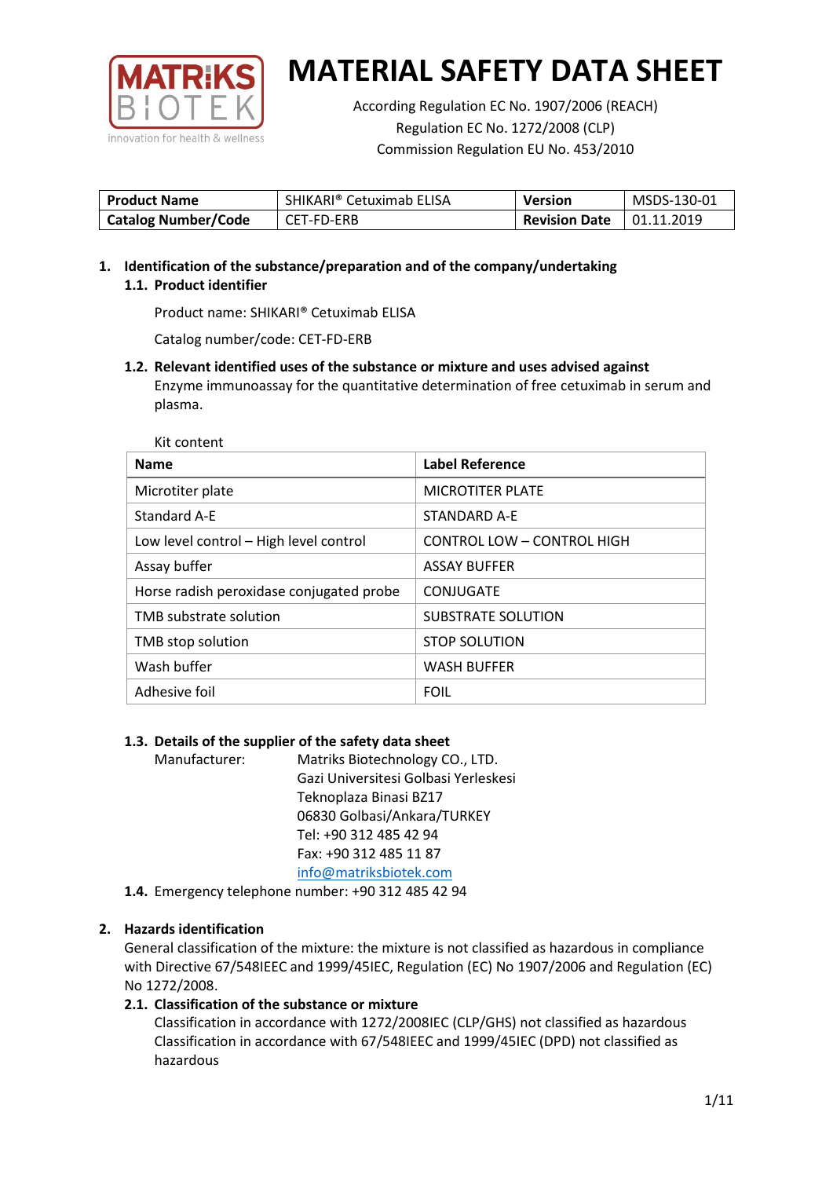# MATERIAL SAFETY DATA SHEET

According Regulation EC No. 1907/2006 (REACH)
Regulation EC No. 1272/2008 (CLP)
Commission Regulation EU No. 453/2010

| **Product Name** | SHIKARI® Cetuximab ELISA | **Version** | MSDS-130-01 |
|---|---|---|---|
| **Catalog Number/Code** | CET-FD-ERB | **Revision Date** | 01.11.2019 |

## 1. Identification of the substance/preparation and of the company/undertaking

### 1.1. Product identifier

Product name: SHIKARI® Cetuximab ELISA

Catalog number/code: CET-FD-ERB

### 1.2. Relevant identified uses of the substance or mixture and uses advised against

Enzyme immunoassay for the quantitative determination of free cetuximab in serum and plasma.

Kit content

| Name | Label Reference |
|---|---|
| Microtiter plate | MICROTITER PLATE |
| Standard A-E | STANDARD A-E |
| Low level control – High level control | CONTROL LOW – CONTROL HIGH |
| Assay buffer | ASSAY BUFFER |
| Horse radish peroxidase conjugated probe | CONJUGATE |
| TMB substrate solution | SUBSTRATE SOLUTION |
| TMB stop solution | STOP SOLUTION |
| Wash buffer | WASH BUFFER |
| Adhesive foil | FOIL |

### 1.3. Details of the supplier of the safety data sheet

Manufacturer: Matriks Biotechnology CO., LTD.
Gazi Universitesi Golbasi Yerleskesi
Teknoplaza Binasi BZ17
06830 Golbasi/Ankara/TURKEY
Tel: +90 312 485 42 94
Fax: +90 312 485 11 87
info@matriksbiotek.com

### 1.4. Emergency telephone number: +90 312 485 42 94

## 2. Hazards identification

General classification of the mixture: the mixture is not classified as hazardous in compliance with Directive 67/548IEEC and 1999/45IEC, Regulation (EC) No 1907/2006 and Regulation (EC) No 1272/2008.

### 2.1. Classification of the substance or mixture

Classification in accordance with 1272/2008IEC (CLP/GHS) not classified as hazardous
Classification in accordance with 67/548IEEC and 1999/45IEC (DPD) not classified as hazardous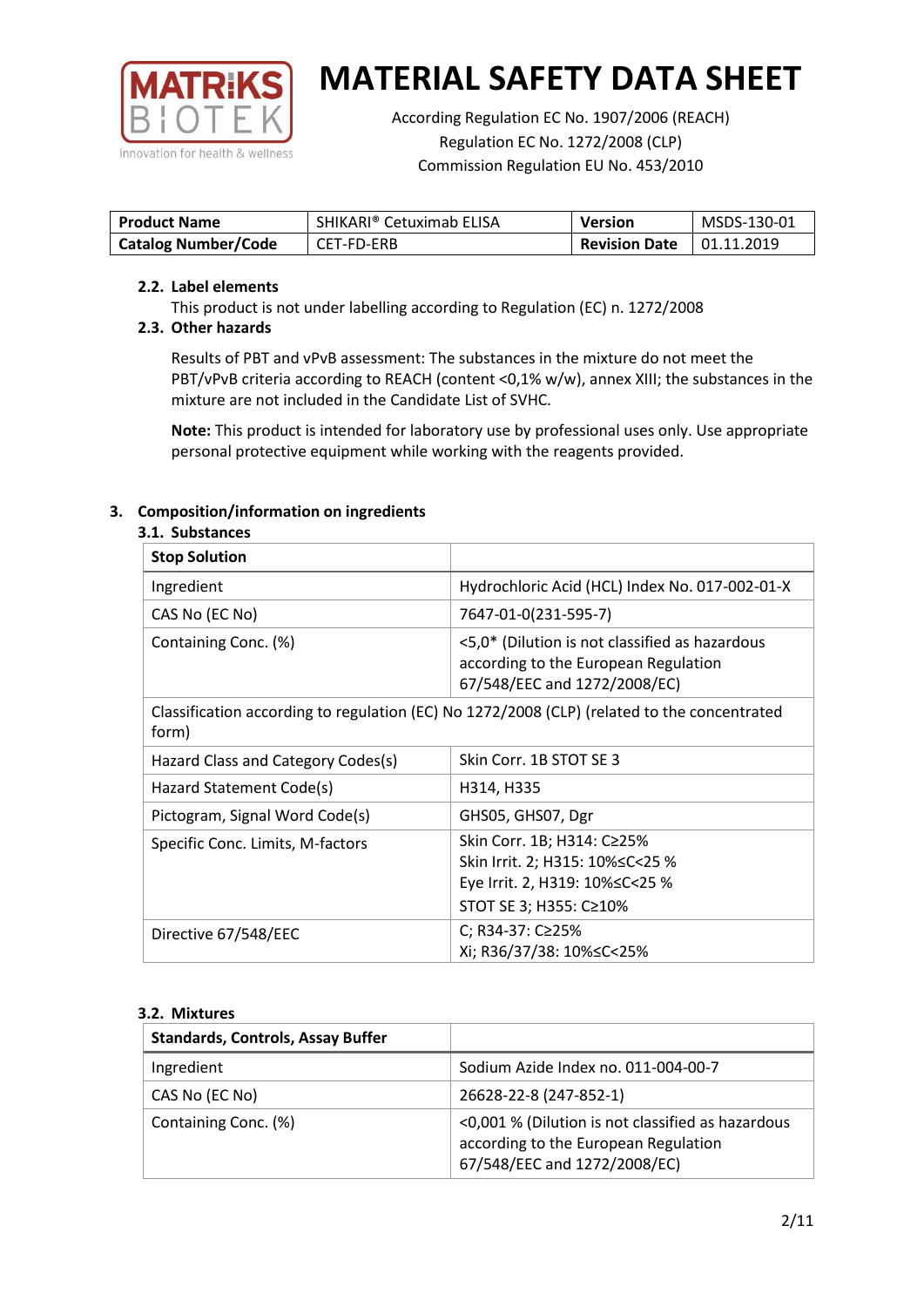# MATERIAL SAFETY DATA SHEET

According Regulation EC No. 1907/2006 (REACH)
Regulation EC No. 1272/2008 (CLP)
Commission Regulation EU No. 453/2010

| **Product Name** | SHIKARI® Cetuximab ELISA | **Version** | MSDS-130-01 |
|---|---|---|---|
| **Catalog Number/Code** | CET-FD-ERB | **Revision Date** | 01.11.2019 |

### 2.2. Label elements

This product is not under labelling according to Regulation (EC) n. 1272/2008

### 2.3. Other hazards

Results of PBT and vPvB assessment: The substances in the mixture do not meet the PBT/vPvB criteria according to REACH (content <0,1% w/w), annex XIII; the substances in the mixture are not included in the Candidate List of SVHC.

**Note:** This product is intended for laboratory use by professional uses only. Use appropriate personal protective equipment while working with the reagents provided.

## 3. Composition/information on ingredients

### 3.1. Substances

| **Stop Solution** | |
|---|---|
| Ingredient | Hydrochloric Acid (HCL) Index No. 017-002-01-X |
| CAS No (EC No) | 7647-01-0(231-595-7) |
| Containing Conc. (%) | <5,0* (Dilution is not classified as hazardous according to the European Regulation 67/548/EEC and 1272/2008/EC) |
| Classification according to regulation (EC) No 1272/2008 (CLP) (related to the concentrated form) | |
| Hazard Class and Category Codes(s) | Skin Corr. 1B STOT SE 3 |
| Hazard Statement Code(s) | H314, H335 |
| Pictogram, Signal Word Code(s) | GHS05, GHS07, Dgr |
| Specific Conc. Limits, M-factors | Skin Corr. 1B; H314: C≥25%<br>Skin Irrit. 2; H315: 10%≤C<25 %<br>Eye Irrit. 2, H319: 10%≤C<25 %<br>STOT SE 3; H355: C≥10% |
| Directive 67/548/EEC | C; R34-37: C≥25%<br>Xi; R36/37/38: 10%≤C<25% |

### 3.2. Mixtures

| **Standards, Controls, Assay Buffer** | |
|---|---|
| Ingredient | Sodium Azide Index no. 011-004-00-7 |
| CAS No (EC No) | 26628-22-8 (247-852-1) |
| Containing Conc. (%) | <0,001 % (Dilution is not classified as hazardous according to the European Regulation 67/548/EEC and 1272/2008/EC) |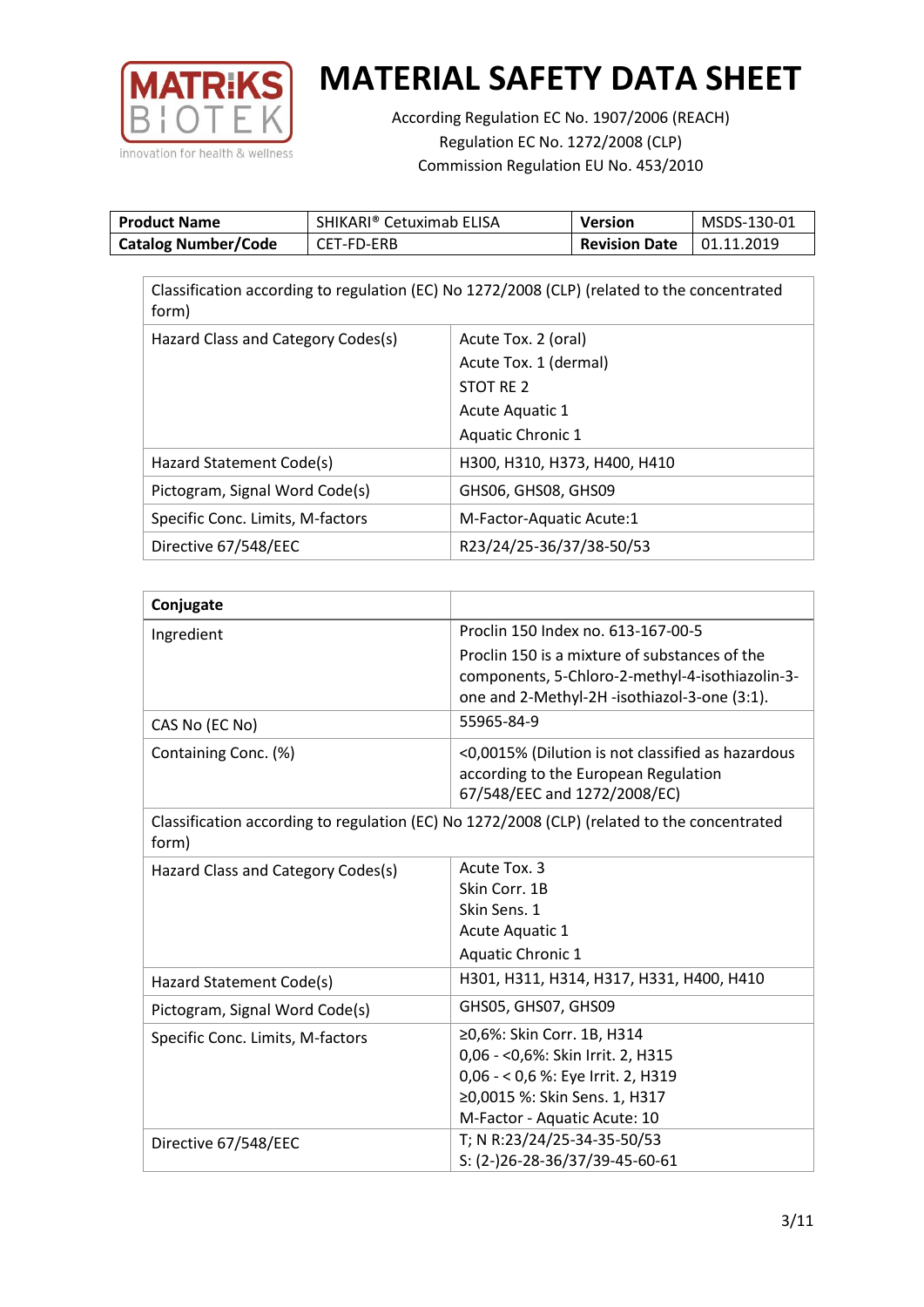# MATERIAL SAFETY DATA SHEET

According Regulation EC No. 1907/2006 (REACH)
Regulation EC No. 1272/2008 (CLP)
Commission Regulation EU No. 453/2010

| **Product Name** | SHIKARI® Cetuximab ELISA | **Version** | MSDS-130-01 |
|---|---|---|---|
| **Catalog Number/Code** | CET-FD-ERB | **Revision Date** | 01.11.2019 |

| Classification according to regulation (EC) No 1272/2008 (CLP) (related to the concentrated form) | |
|---|---|
| Hazard Class and Category Codes(s) | Acute Tox. 2 (oral)<br>Acute Tox. 1 (dermal)<br>STOT RE 2<br>Acute Aquatic 1<br>Aquatic Chronic 1 |
| Hazard Statement Code(s) | H300, H310, H373, H400, H410 |
| Pictogram, Signal Word Code(s) | GHS06, GHS08, GHS09 |
| Specific Conc. Limits, M-factors | M-Factor-Aquatic Acute:1 |
| Directive 67/548/EEC | R23/24/25-36/37/38-50/53 |

| **Conjugate** | |
|---|---|
| Ingredient | Proclin 150 Index no. 613-167-00-5<br>Proclin 150 is a mixture of substances of the components, 5-Chloro-2-methyl-4-isothiazolin-3-one and 2-Methyl-2H -isothiazol-3-one (3:1). |
| CAS No (EC No) | 55965-84-9 |
| Containing Conc. (%) | <0,0015% (Dilution is not classified as hazardous according to the European Regulation 67/548/EEC and 1272/2008/EC) |
| Classification according to regulation (EC) No 1272/2008 (CLP) (related to the concentrated form) | |
| Hazard Class and Category Codes(s) | Acute Tox. 3<br>Skin Corr. 1B<br>Skin Sens. 1<br>Acute Aquatic 1<br>Aquatic Chronic 1 |
| Hazard Statement Code(s) | H301, H311, H314, H317, H331, H400, H410 |
| Pictogram, Signal Word Code(s) | GHS05, GHS07, GHS09 |
| Specific Conc. Limits, M-factors | ≥0,6%: Skin Corr. 1B, H314<br>0,06 - <0,6%: Skin Irrit. 2, H315<br>0,06 - < 0,6 %: Eye Irrit. 2, H319<br>≥0,0015 %: Skin Sens. 1, H317<br>M-Factor - Aquatic Acute: 10 |
| Directive 67/548/EEC | T; N R:23/24/25-34-35-50/53<br>S: (2-)26-28-36/37/39-45-60-61 |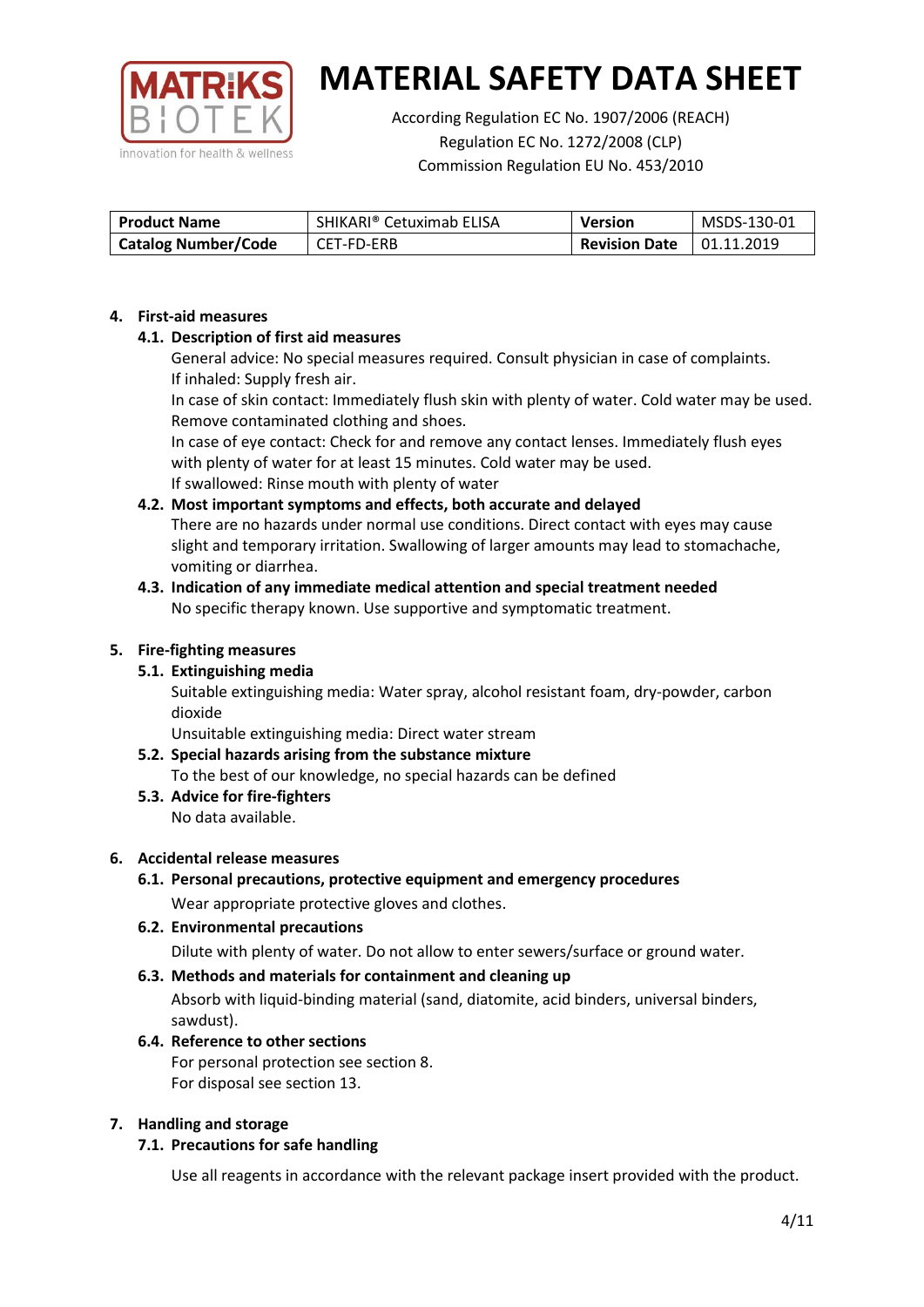| Product Name | SHIKARI® Cetuximab ELISA | Version | MSDS-130-01 |
|---|---|---|---|
| Catalog Number/Code | CET-FD-ERB | Revision Date | 01.11.2019 |

## 4. First-aid measures

### 4.1. Description of first aid measures

General advice: No special measures required. Consult physician in case of complaints.
If inhaled: Supply fresh air.
In case of skin contact: Immediately flush skin with plenty of water. Cold water may be used. Remove contaminated clothing and shoes.
In case of eye contact: Check for and remove any contact lenses. Immediately flush eyes with plenty of water for at least 15 minutes. Cold water may be used.
If swallowed: Rinse mouth with plenty of water

### 4.2. Most important symptoms and effects, both accurate and delayed

There are no hazards under normal use conditions. Direct contact with eyes may cause slight and temporary irritation. Swallowing of larger amounts may lead to stomachache, vomiting or diarrhea.

### 4.3. Indication of any immediate medical attention and special treatment needed

No specific therapy known. Use supportive and symptomatic treatment.

## 5. Fire-fighting measures

### 5.1. Extinguishing media

Suitable extinguishing media: Water spray, alcohol resistant foam, dry-powder, carbon dioxide
Unsuitable extinguishing media: Direct water stream

### 5.2. Special hazards arising from the substance mixture

To the best of our knowledge, no special hazards can be defined

### 5.3. Advice for fire-fighters

No data available.

## 6. Accidental release measures

### 6.1. Personal precautions, protective equipment and emergency procedures

Wear appropriate protective gloves and clothes.

### 6.2. Environmental precautions

Dilute with plenty of water. Do not allow to enter sewers/surface or ground water.

### 6.3. Methods and materials for containment and cleaning up

Absorb with liquid-binding material (sand, diatomite, acid binders, universal binders, sawdust).

### 6.4. Reference to other sections

For personal protection see section 8.
For disposal see section 13.

## 7. Handling and storage

### 7.1. Precautions for safe handling

Use all reagents in accordance with the relevant package insert provided with the product.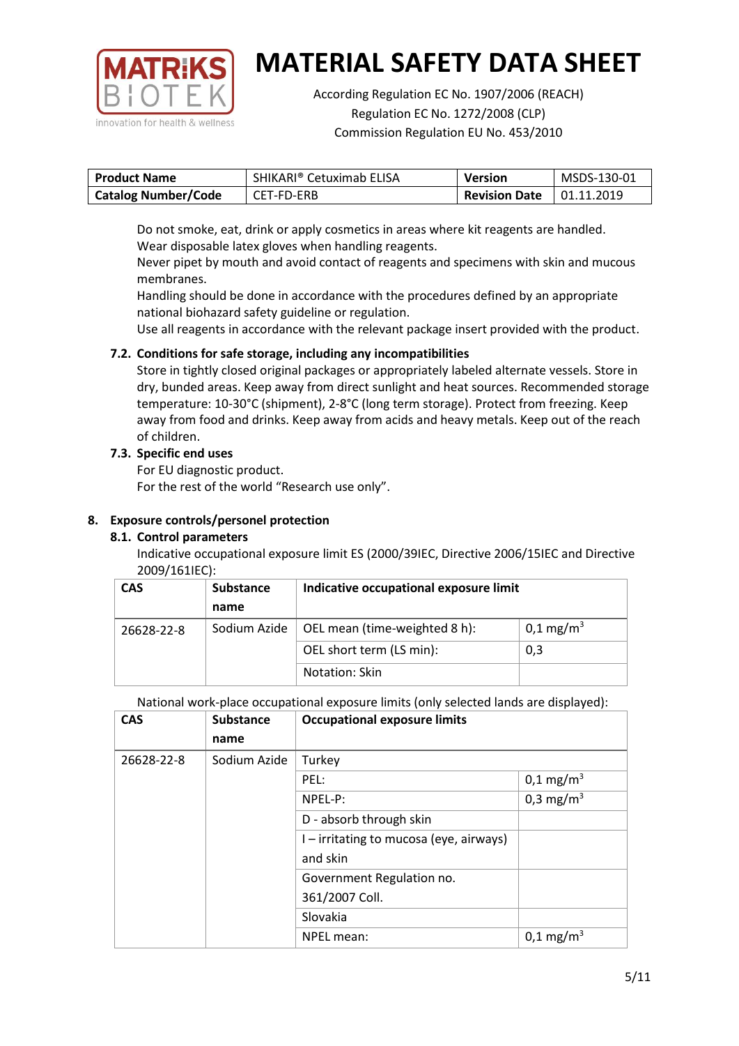| **Product Name** | SHIKARI® Cetuximab ELISA | **Version** | MSDS-130-01 |
|---|---|---|---|
| **Catalog Number/Code** | CET-FD-ERB | **Revision Date** | 01.11.2019 |

Do not smoke, eat, drink or apply cosmetics in areas where kit reagents are handled.
Wear disposable latex gloves when handling reagents.
Never pipet by mouth and avoid contact of reagents and specimens with skin and mucous membranes.
Handling should be done in accordance with the procedures defined by an appropriate national biohazard safety guideline or regulation.
Use all reagents in accordance with the relevant package insert provided with the product.

### 7.2. Conditions for safe storage, including any incompatibilities

Store in tightly closed original packages or appropriately labeled alternate vessels. Store in dry, bunded areas. Keep away from direct sunlight and heat sources. Recommended storage temperature: 10-30°C (shipment), 2-8°C (long term storage). Protect from freezing. Keep away from food and drinks. Keep away from acids and heavy metals. Keep out of the reach of children.

### 7.3. Specific end uses

For EU diagnostic product.
For the rest of the world "Research use only".

## 8. Exposure controls/personel protection

### 8.1. Control parameters

Indicative occupational exposure limit ES (2000/39IEC, Directive 2006/15IEC and Directive 2009/161IEC):

| CAS | Substance name | Indicative occupational exposure limit | |
|---|---|---|---|
| 26628-22-8 | Sodium Azide | OEL mean (time-weighted 8 h): | 0,1 mg/m$^3$ |
| | | OEL short term (LS min): | 0,3 |
| | | Notation: Skin | |

National work-place occupational exposure limits (only selected lands are displayed):

| CAS | Substance name | Occupational exposure limits | |
|---|---|---|---|
| 26628-22-8 | Sodium Azide | Turkey | |
| | | PEL: | 0,1 mg/m$^3$ |
| | | NPEL-P: | 0,3 mg/m$^3$ |
| | | D - absorb through skin | |
| | | I – irritating to mucosa (eye, airways) and skin | |
| | | Government Regulation no. 361/2007 Coll. | |
| | | Slovakia | |
| | | NPEL mean: | 0,1 mg/m$^3$ |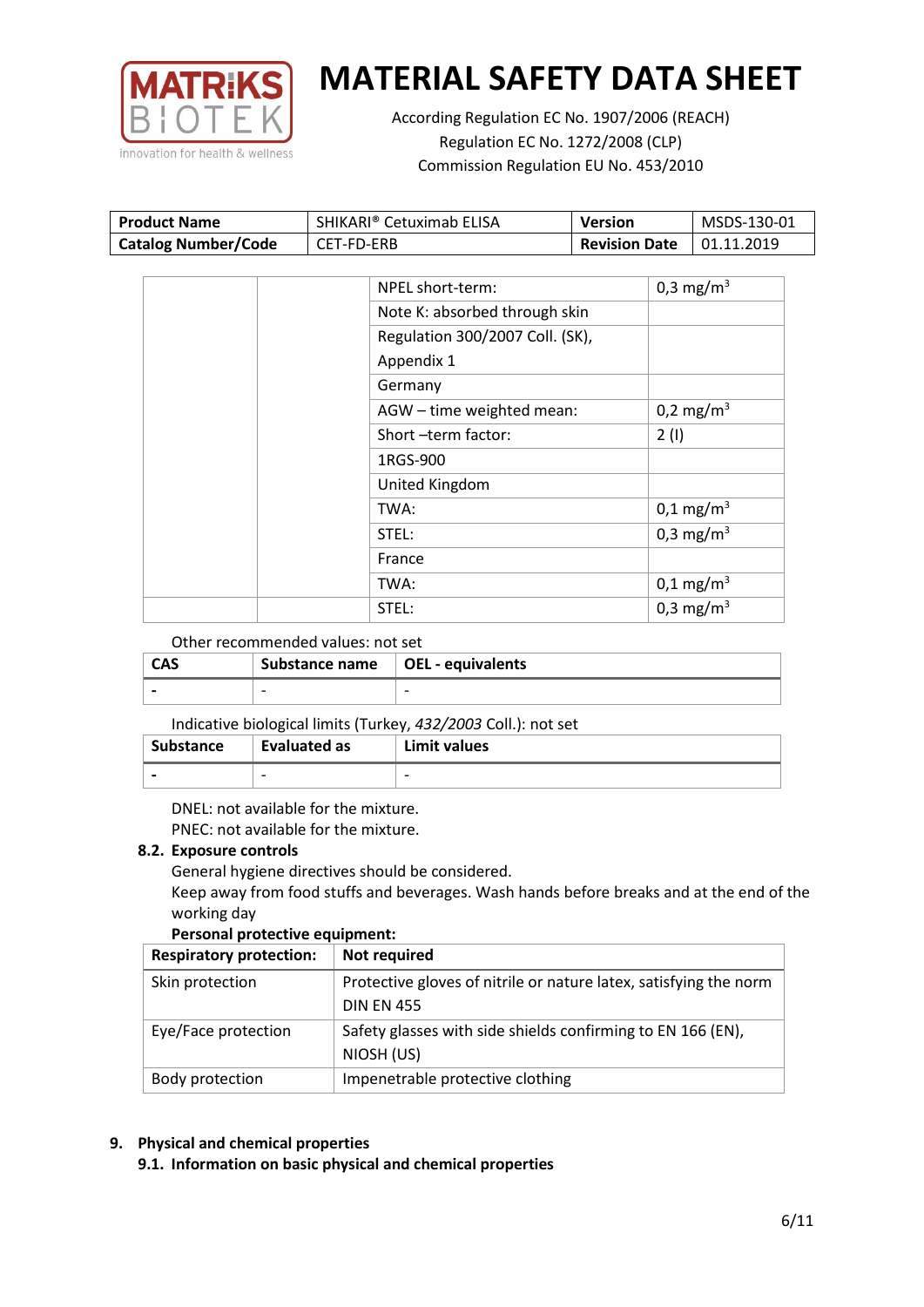# MATERIAL SAFETY DATA SHEET

According Regulation EC No. 1907/2006 (REACH)
Regulation EC No. 1272/2008 (CLP)
Commission Regulation EU No. 453/2010

| Product Name | SHIKARI® Cetuximab ELISA | Version | MSDS-130-01 |
|---|---|---|---|
| Catalog Number/Code | CET-FD-ERB | Revision Date | 01.11.2019 |

| | | | |
|---|---|---|---|
| | | NPEL short-term: | 0,3 mg/m$^3$ |
| | | Note K: absorbed through skin | |
| | | Regulation 300/2007 Coll. (SK), Appendix 1 | |
| | | Germany | |
| | | AGW – time weighted mean: | 0,2 mg/m$^3$ |
| | | Short –term factor: | 2 (I) |
| | | 1RGS-900 | |
| | | United Kingdom | |
| | | TWA: | 0,1 mg/m$^3$ |
| | | STEL: | 0,3 mg/m$^3$ |
| | | France | |
| | | TWA: | 0,1 mg/m$^3$ |
| | | STEL: | 0,3 mg/m$^3$ |

Other recommended values: not set

| CAS | Substance name | OEL - equivalents |
|---|---|---|
| - | - | - |

Indicative biological limits (Turkey, *432/2003* Coll.): not set

| Substance | Evaluated as | Limit values |
|---|---|---|
| - | - | - |

DNEL: not available for the mixture.
PNEC: not available for the mixture.

### 8.2. Exposure controls

General hygiene directives should be considered.
Keep away from food stuffs and beverages. Wash hands before breaks and at the end of the working day

**Personal protective equipment:**

| Respiratory protection: | Not required |
|---|---|
| Skin protection | Protective gloves of nitrile or nature latex, satisfying the norm DIN EN 455 |
| Eye/Face protection | Safety glasses with side shields confirming to EN 166 (EN), NIOSH (US) |
| Body protection | Impenetrable protective clothing |

## 9. Physical and chemical properties

### 9.1. Information on basic physical and chemical properties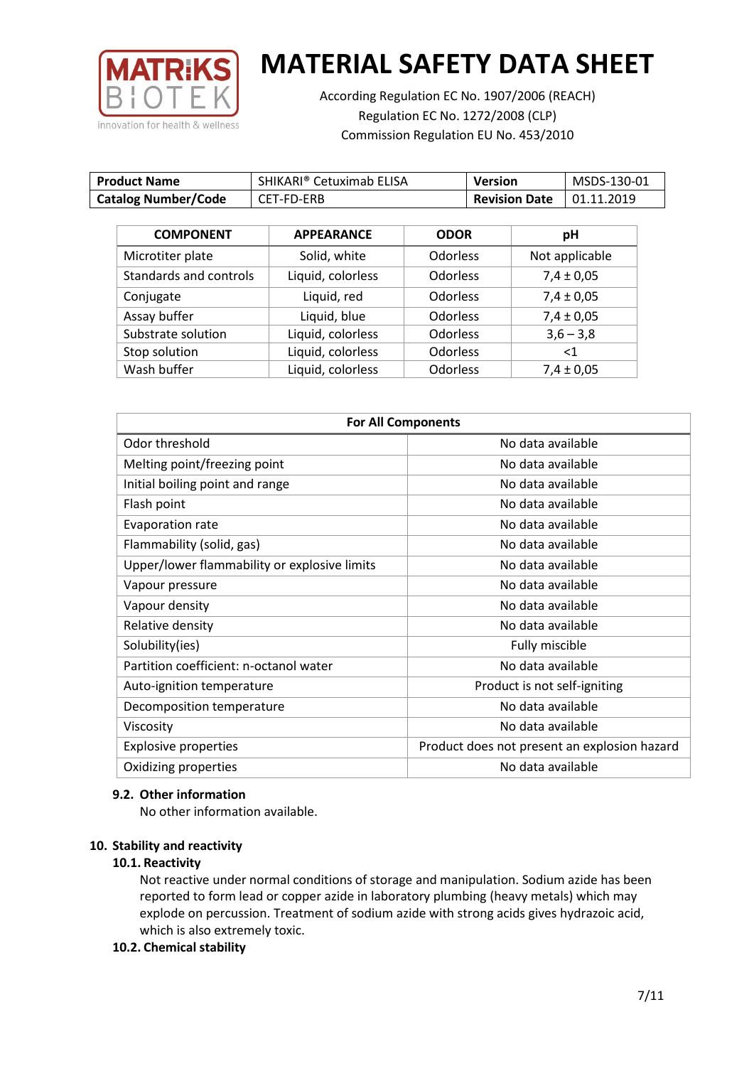# MATERIAL SAFETY DATA SHEET

According Regulation EC No. 1907/2006 (REACH)
Regulation EC No. 1272/2008 (CLP)
Commission Regulation EU No. 453/2010

| **Product Name** | SHIKARI® Cetuximab ELISA | **Version** | MSDS-130-01 |
|---|---|---|---|
| **Catalog Number/Code** | CET-FD-ERB | **Revision Date** | 01.11.2019 |

| COMPONENT | APPEARANCE | ODOR | pH |
|---|---|---|---|
| Microtiter plate | Solid, white | Odorless | Not applicable |
| Standards and controls | Liquid, colorless | Odorless | 7,4 ± 0,05 |
| Conjugate | Liquid, red | Odorless | 7,4 ± 0,05 |
| Assay buffer | Liquid, blue | Odorless | 7,4 ± 0,05 |
| Substrate solution | Liquid, colorless | Odorless | 3,6 – 3,8 |
| Stop solution | Liquid, colorless | Odorless | <1 |
| Wash buffer | Liquid, colorless | Odorless | 7,4 ± 0,05 |

| For All Components | |
|---|---|
| Odor threshold | No data available |
| Melting point/freezing point | No data available |
| Initial boiling point and range | No data available |
| Flash point | No data available |
| Evaporation rate | No data available |
| Flammability (solid, gas) | No data available |
| Upper/lower flammability or explosive limits | No data available |
| Vapour pressure | No data available |
| Vapour density | No data available |
| Relative density | No data available |
| Solubility(ies) | Fully miscible |
| Partition coefficient: n-octanol water | No data available |
| Auto-ignition temperature | Product is not self-igniting |
| Decomposition temperature | No data available |
| Viscosity | No data available |
| Explosive properties | Product does not present an explosion hazard |
| Oxidizing properties | No data available |

### 9.2. Other information

No other information available.

## 10. Stability and reactivity

### 10.1. Reactivity

Not reactive under normal conditions of storage and manipulation. Sodium azide has been reported to form lead or copper azide in laboratory plumbing (heavy metals) which may explode on percussion. Treatment of sodium azide with strong acids gives hydrazoic acid, which is also extremely toxic.

### 10.2. Chemical stability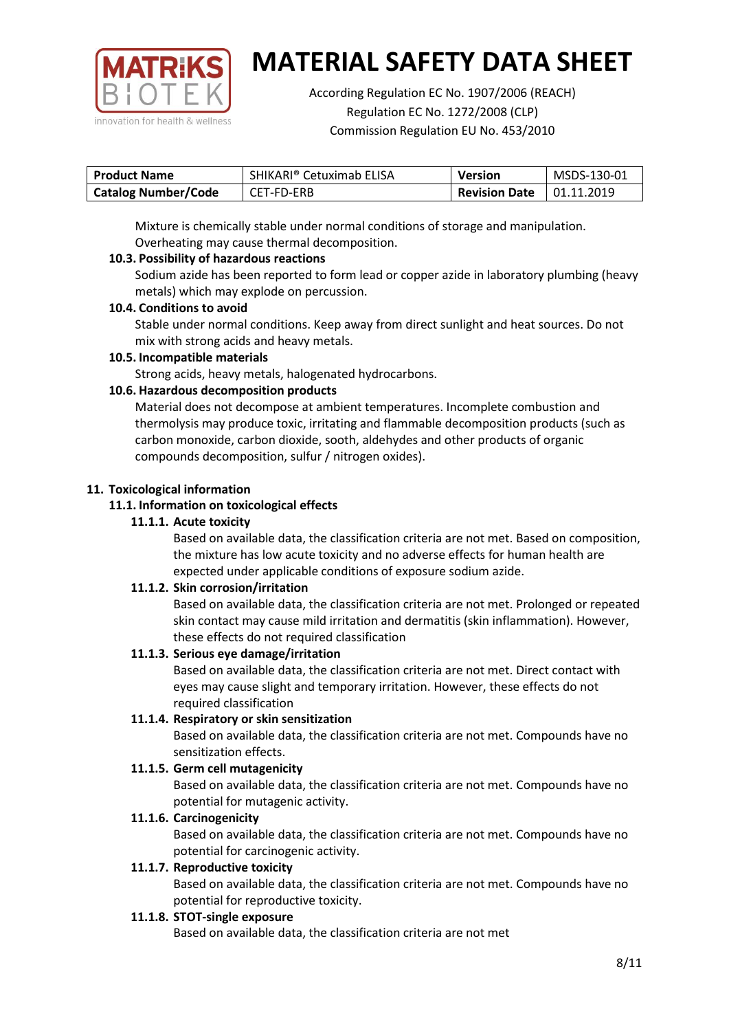Mixture is chemically stable under normal conditions of storage and manipulation. Overheating may cause thermal decomposition.

### 10.3. Possibility of hazardous reactions

Sodium azide has been reported to form lead or copper azide in laboratory plumbing (heavy metals) which may explode on percussion.

### 10.4. Conditions to avoid

Stable under normal conditions. Keep away from direct sunlight and heat sources. Do not mix with strong acids and heavy metals.

### 10.5. Incompatible materials

Strong acids, heavy metals, halogenated hydrocarbons.

### 10.6. Hazardous decomposition products

Material does not decompose at ambient temperatures. Incomplete combustion and thermolysis may produce toxic, irritating and flammable decomposition products (such as carbon monoxide, carbon dioxide, sooth, aldehydes and other products of organic compounds decomposition, sulfur / nitrogen oxides).

## 11. Toxicological information

### 11.1. Information on toxicological effects

#### 11.1.1. Acute toxicity

Based on available data, the classification criteria are not met. Based on composition, the mixture has low acute toxicity and no adverse effects for human health are expected under applicable conditions of exposure sodium azide.

#### 11.1.2. Skin corrosion/irritation

Based on available data, the classification criteria are not met. Prolonged or repeated skin contact may cause mild irritation and dermatitis (skin inflammation). However, these effects do not required classification

#### 11.1.3. Serious eye damage/irritation

Based on available data, the classification criteria are not met. Direct contact with eyes may cause slight and temporary irritation. However, these effects do not required classification

#### 11.1.4. Respiratory or skin sensitization

Based on available data, the classification criteria are not met. Compounds have no sensitization effects.

#### 11.1.5. Germ cell mutagenicity

Based on available data, the classification criteria are not met. Compounds have no potential for mutagenic activity.

#### 11.1.6. Carcinogenicity

Based on available data, the classification criteria are not met. Compounds have no potential for carcinogenic activity.

#### 11.1.7. Reproductive toxicity

Based on available data, the classification criteria are not met. Compounds have no potential for reproductive toxicity.

#### 11.1.8. STOT-single exposure

Based on available data, the classification criteria are not met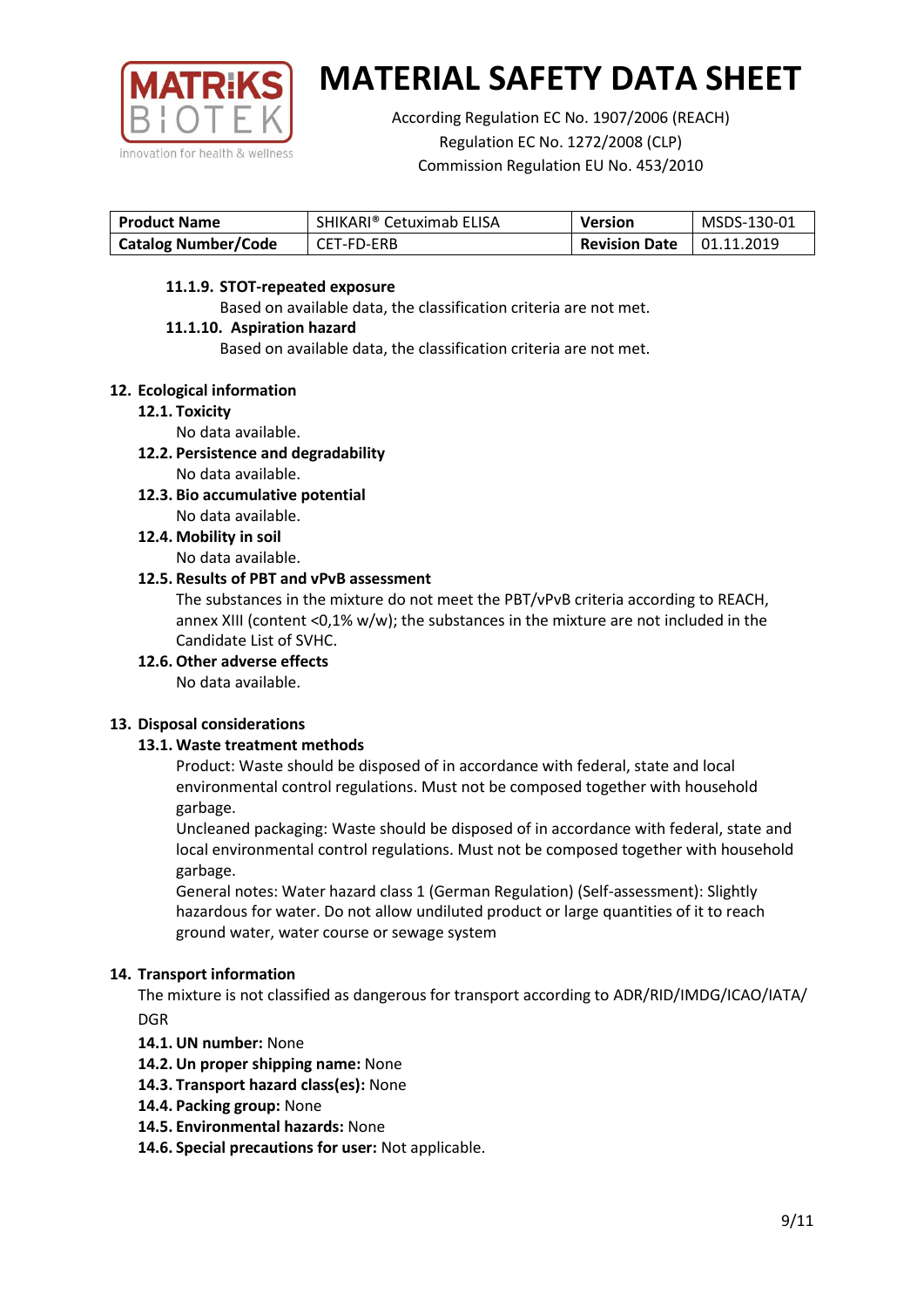| Product Name | SHIKARI® Cetuximab ELISA | Version | MSDS-130-01 |
|---|---|---|---|
| Catalog Number/Code | CET-FD-ERB | Revision Date | 01.11.2019 |

#### 11.1.9. STOT-repeated exposure

Based on available data, the classification criteria are not met.

#### 11.1.10. Aspiration hazard

Based on available data, the classification criteria are not met.

## 12. Ecological information

### 12.1. Toxicity

No data available.

### 12.2. Persistence and degradability

No data available.

### 12.3. Bio accumulative potential

No data available.

### 12.4. Mobility in soil

No data available.

### 12.5. Results of PBT and vPvB assessment

The substances in the mixture do not meet the PBT/vPvB criteria according to REACH, annex XIII (content <0,1% w/w); the substances in the mixture are not included in the Candidate List of SVHC.

### 12.6. Other adverse effects

No data available.

## 13. Disposal considerations

### 13.1. Waste treatment methods

Product: Waste should be disposed of in accordance with federal, state and local environmental control regulations. Must not be composed together with household garbage.

Uncleaned packaging: Waste should be disposed of in accordance with federal, state and local environmental control regulations. Must not be composed together with household garbage.

General notes: Water hazard class 1 (German Regulation) (Self-assessment): Slightly hazardous for water. Do not allow undiluted product or large quantities of it to reach ground water, water course or sewage system

## 14. Transport information

The mixture is not classified as dangerous for transport according to ADR/RID/IMDG/ICAO/IATA/DGR

**14.1. UN number:** None

**14.2. Un proper shipping name:** None

**14.3. Transport hazard class(es):** None

**14.4. Packing group:** None

**14.5. Environmental hazards:** None

**14.6. Special precautions for user:** Not applicable.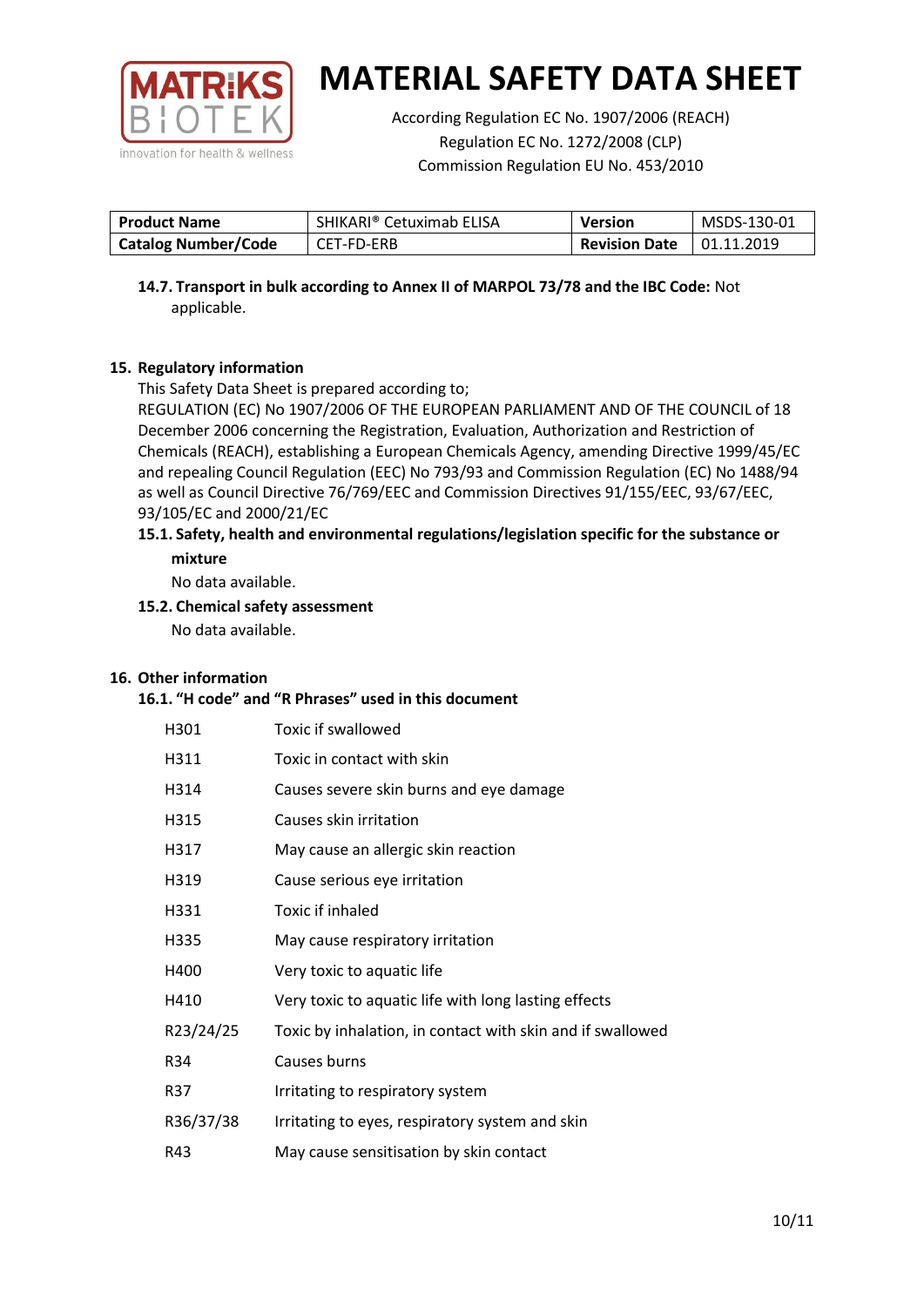| Product Name | SHIKARI® Cetuximab ELISA | Version | MSDS-130-01 |
|---|---|---|---|
| Catalog Number/Code | CET-FD-ERB | Revision Date | 01.11.2019 |

**14.7. Transport in bulk according to Annex II of MARPOL 73/78 and the IBC Code:** Not applicable.

## 15. Regulatory information

This Safety Data Sheet is prepared according to;

REGULATION (EC) No 1907/2006 OF THE EUROPEAN PARLIAMENT AND OF THE COUNCIL of 18 December 2006 concerning the Registration, Evaluation, Authorization and Restriction of Chemicals (REACH), establishing a European Chemicals Agency, amending Directive 1999/45/EC and repealing Council Regulation (EEC) No 793/93 and Commission Regulation (EC) No 1488/94 as well as Council Directive 76/769/EEC and Commission Directives 91/155/EEC, 93/67/EEC, 93/105/EC and 2000/21/EC

### 15.1. Safety, health and environmental regulations/legislation specific for the substance or mixture

No data available.

### 15.2. Chemical safety assessment

No data available.

## 16. Other information

### 16.1. "H code" and "R Phrases" used in this document

| | |
|---|---|
| H301 | Toxic if swallowed |
| H311 | Toxic in contact with skin |
| H314 | Causes severe skin burns and eye damage |
| H315 | Causes skin irritation |
| H317 | May cause an allergic skin reaction |
| H319 | Cause serious eye irritation |
| H331 | Toxic if inhaled |
| H335 | May cause respiratory irritation |
| H400 | Very toxic to aquatic life |
| H410 | Very toxic to aquatic life with long lasting effects |
| R23/24/25 | Toxic by inhalation, in contact with skin and if swallowed |
| R34 | Causes burns |
| R37 | Irritating to respiratory system |
| R36/37/38 | Irritating to eyes, respiratory system and skin |
| R43 | May cause sensitisation by skin contact |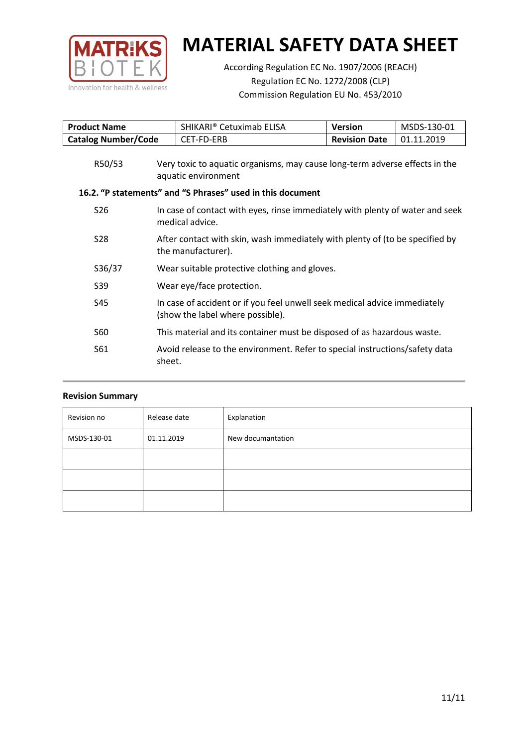| R50/53 | Very toxic to aquatic organisms, may cause long-term adverse effects in the aquatic environment |
|---|---|

### 16.2. “P statements” and “S Phrases” used in this document

| | |
|---|---|
| S26 | In case of contact with eyes, rinse immediately with plenty of water and seek medical advice. |
| S28 | After contact with skin, wash immediately with plenty of (to be specified by the manufacturer). |
| S36/37 | Wear suitable protective clothing and gloves. |
| S39 | Wear eye/face protection. |
| S45 | In case of accident or if you feel unwell seek medical advice immediately (show the label where possible). |
| S60 | This material and its container must be disposed of as hazardous waste. |
| S61 | Avoid release to the environment. Refer to special instructions/safety data sheet. |

**Revision Summary**

| Revision no | Release date | Explanation |
|---|---|---|
| MSDS-130-01 | 01.11.2019 | New documantation |
| | | |
| | | |
| | | |